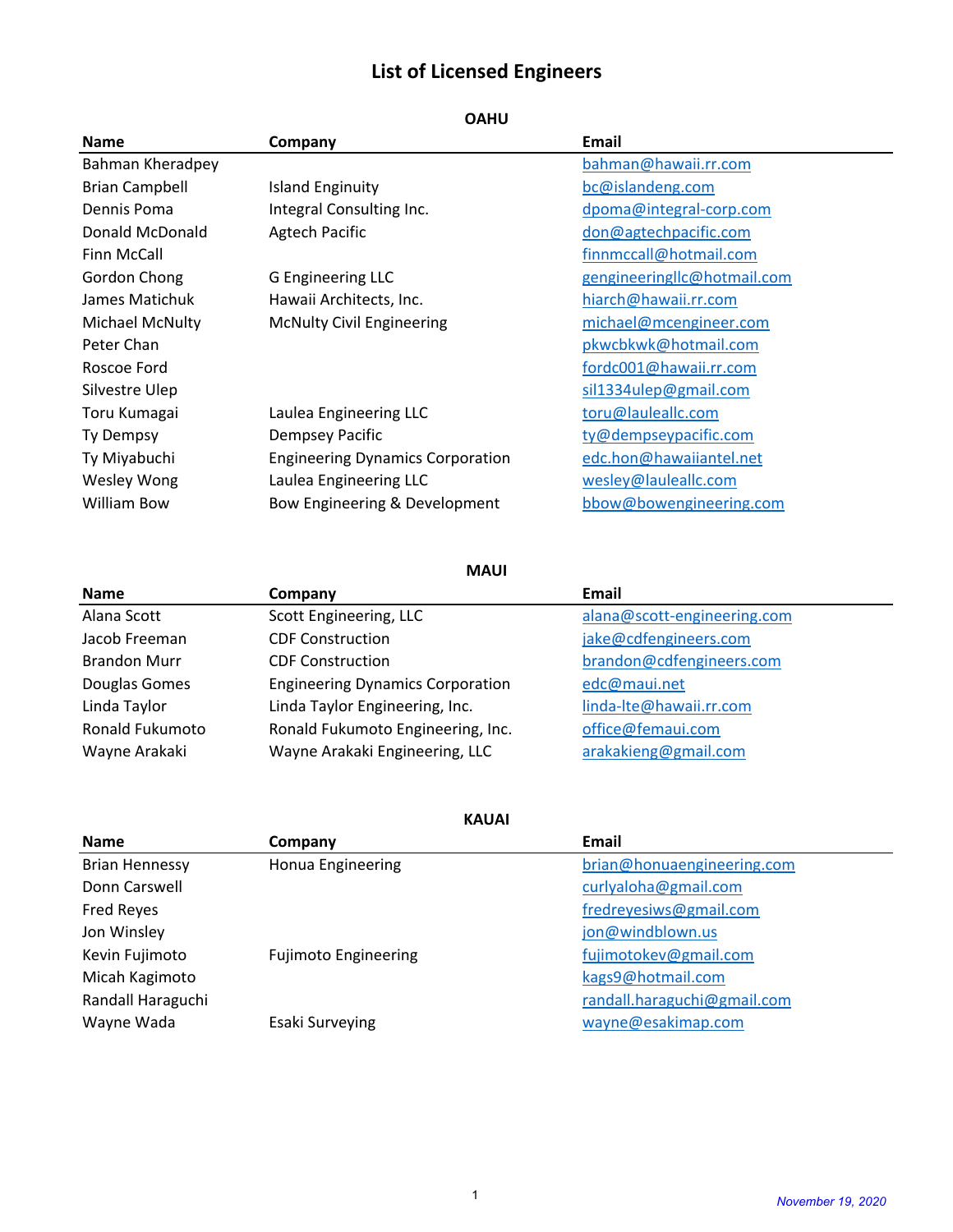# List of Licensed Engineers

## OAHU

| Name | Company | Email |
|---|---|---|
| Bahman Kheradpey | | bahman@hawaii.rr.com |
| Brian Campbell | Island Enginuity | bc@islandeng.com |
| Dennis Poma | Integral Consulting Inc. | dpoma@integral-corp.com |
| Donald McDonald | Agtech Pacific | don@agtechpacific.com |
| Finn McCall | | finnmccall@hotmail.com |
| Gordon Chong | G Engineering LLC | gengineeringllc@hotmail.com |
| James Matichuk | Hawaii Architects, Inc. | hiarch@hawaii.rr.com |
| Michael McNulty | McNulty Civil Engineering | michael@mcengineer.com |
| Peter Chan | | pkwcbkwk@hotmail.com |
| Roscoe Ford | | fordc001@hawaii.rr.com |
| Silvestre Ulep | | sil1334ulep@gmail.com |
| Toru Kumagai | Laulea Engineering LLC | toru@lauleallc.com |
| Ty Dempsy | Dempsey Pacific | ty@dempseypacific.com |
| Ty Miyabuchi | Engineering Dynamics Corporation | edc.hon@hawaiiantel.net |
| Wesley Wong | Laulea Engineering LLC | wesley@lauleallc.com |
| William Bow | Bow Engineering & Development | bbow@bowengineering.com |

## MAUI

| Name | Company | Email |
|---|---|---|
| Alana Scott | Scott Engineering, LLC | alana@scott-engineering.com |
| Jacob Freeman | CDF Construction | jake@cdfengineers.com |
| Brandon Murr | CDF Construction | brandon@cdfengineers.com |
| Douglas Gomes | Engineering Dynamics Corporation | edc@maui.net |
| Linda Taylor | Linda Taylor Engineering, Inc. | linda-lte@hawaii.rr.com |
| Ronald Fukumoto | Ronald Fukumoto Engineering, Inc. | office@femaui.com |
| Wayne Arakaki | Wayne Arakaki Engineering, LLC | arakakieng@gmail.com |

## KAUAI

| Name | Company | Email |
|---|---|---|
| Brian Hennessy | Honua Engineering | brian@honuaengineering.com |
| Donn Carswell | | curlyaloha@gmail.com |
| Fred Reyes | | fredreyesiws@gmail.com |
| Jon Winsley | | jon@windblown.us |
| Kevin Fujimoto | Fujimoto Engineering | fujimotokev@gmail.com |
| Micah Kagimoto | | kags9@hotmail.com |
| Randall Haraguchi | | randall.haraguchi@gmail.com |
| Wayne Wada | Esaki Surveying | wayne@esakimap.com |

*November 19, 2020*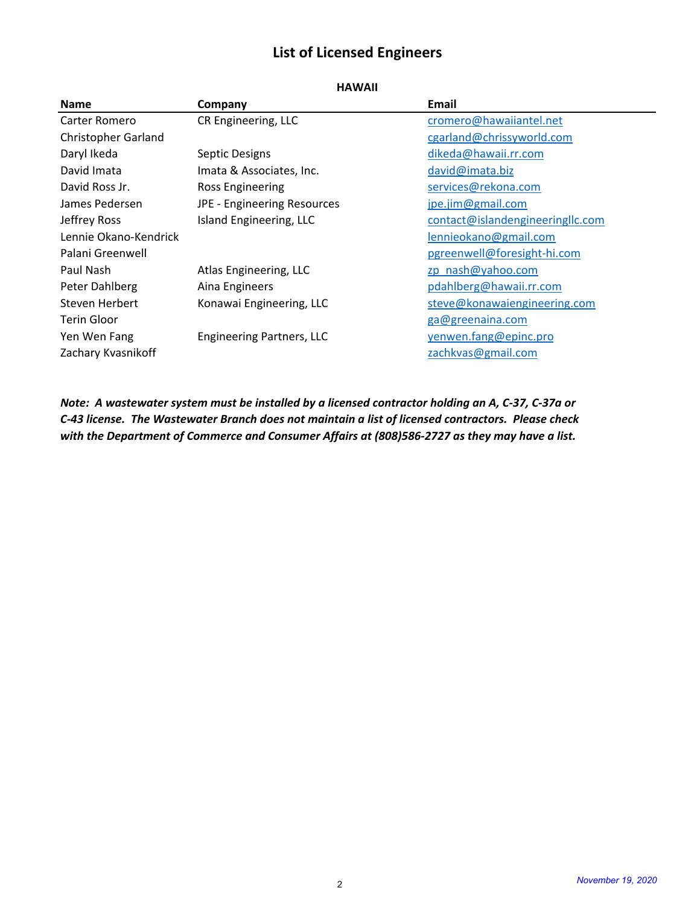# List of Licensed Engineers

## HAWAII

| Name | Company | Email |
|---|---|---|
| Carter Romero | CR Engineering, LLC | cromero@hawaiiantel.net |
| Christopher Garland | | cgarland@chrissyworld.com |
| Daryl Ikeda | Septic Designs | dikeda@hawaii.rr.com |
| David Imata | Imata & Associates, Inc. | david@imata.biz |
| David Ross Jr. | Ross Engineering | services@rekona.com |
| James Pedersen | JPE - Engineering Resources | jpe.jim@gmail.com |
| Jeffrey Ross | Island Engineering, LLC | contact@islandengineeringllc.com |
| Lennie Okano-Kendrick | | lennieokano@gmail.com |
| Palani Greenwell | | pgreenwell@foresight-hi.com |
| Paul Nash | Atlas Engineering, LLC | zp_nash@yahoo.com |
| Peter Dahlberg | Aina Engineers | pdahlberg@hawaii.rr.com |
| Steven Herbert | Konawai Engineering, LLC | steve@konawaiengineering.com |
| Terin Gloor | | ga@greenaina.com |
| Yen Wen Fang | Engineering Partners, LLC | yenwen.fang@epinc.pro |
| Zachary Kvasnikoff | | zachkvas@gmail.com |

***Note: A wastewater system must be installed by a licensed contractor holding an A, C-37, C-37a or C-43 license. The Wastewater Branch does not maintain a list of licensed contractors. Please check with the Department of Commerce and Consumer Affairs at (808)586-2727 as they may have a list.***

*November 19, 2020*